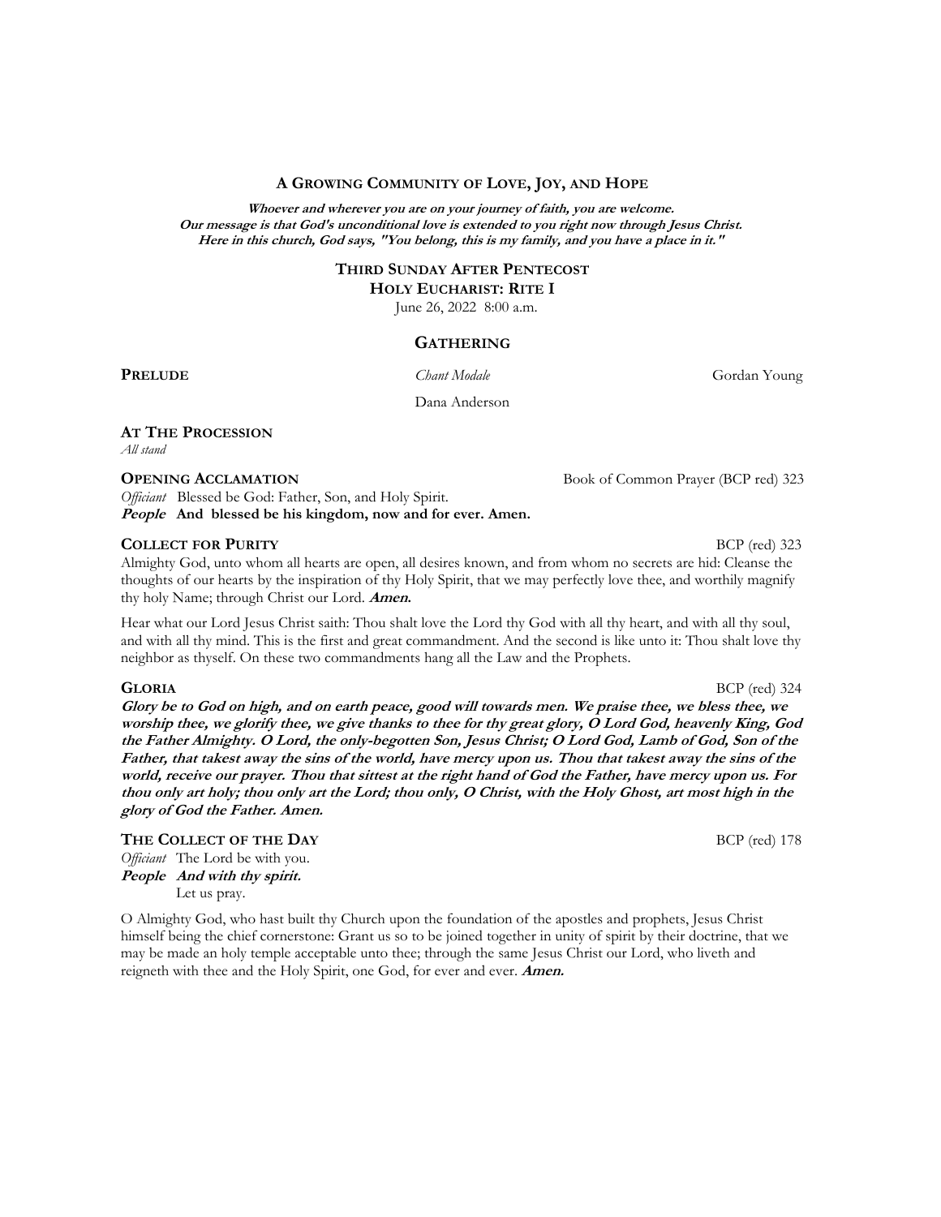**A GROWING COMMUNITY OF LOVE, JOY, AND HOPE**

***Whoever and wherever you are on your journey of faith, you are welcome.***
***Our message is that God's unconditional love is extended to you right now through Jesus Christ.***
***Here in this church, God says, "You belong, this is my family, and you have a place in it."***

**THIRD SUNDAY AFTER PENTECOST**
**HOLY EUCHARIST: RITE I**
June 26, 2022 8:00 a.m.

## GATHERING

**PRELUDE** *Chant Modale* Gordan Young
Dana Anderson

**AT THE PROCESSION**
*All stand*

**OPENING ACCLAMATION** Book of Common Prayer (BCP red) 323

*Officiant* Blessed be God: Father, Son, and Holy Spirit.
***People*** **And blessed be his kingdom, now and for ever. Amen.**

**COLLECT FOR PURITY** BCP (red) 323

Almighty God, unto whom all hearts are open, all desires known, and from whom no secrets are hid: Cleanse the thoughts of our hearts by the inspiration of thy Holy Spirit, that we may perfectly love thee, and worthily magnify thy holy Name; through Christ our Lord. ***Amen.***

Hear what our Lord Jesus Christ saith: Thou shalt love the Lord thy God with all thy heart, and with all thy soul, and with all thy mind. This is the first and great commandment. And the second is like unto it: Thou shalt love thy neighbor as thyself. On these two commandments hang all the Law and the Prophets.

**GLORIA** BCP (red) 324

***Glory be to God on high, and on earth peace, good will towards men. We praise thee, we bless thee, we worship thee, we glorify thee, we give thanks to thee for thy great glory, O Lord God, heavenly King, God the Father Almighty. O Lord, the only-begotten Son, Jesus Christ; O Lord God, Lamb of God, Son of the Father, that takest away the sins of the world, have mercy upon us. Thou that takest away the sins of the world, receive our prayer. Thou that sittest at the right hand of God the Father, have mercy upon us. For thou only art holy; thou only art the Lord; thou only, O Christ, with the Holy Ghost, art most high in the glory of God the Father. Amen.***

**THE COLLECT OF THE DAY** BCP (red) 178

*Officiant* The Lord be with you.
***People*** ***And with thy spirit.***
Let us pray.

O Almighty God, who hast built thy Church upon the foundation of the apostles and prophets, Jesus Christ himself being the chief cornerstone: Grant us so to be joined together in unity of spirit by their doctrine, that we may be made an holy temple acceptable unto thee; through the same Jesus Christ our Lord, who liveth and reigneth with thee and the Holy Spirit, one God, for ever and ever. ***Amen.***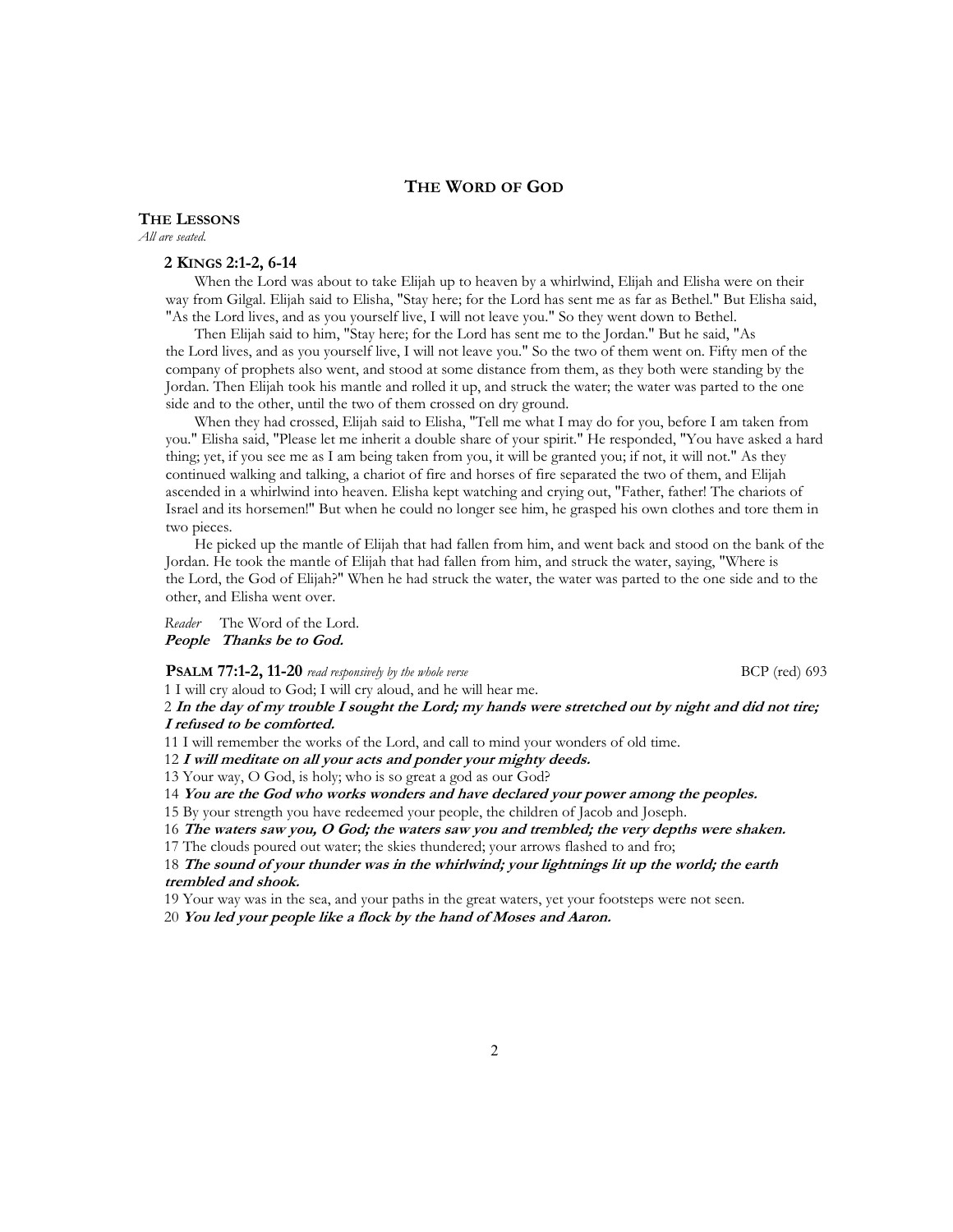## The Word of God

### The Lessons

*All are seated.*

**2 Kings 2:1-2, 6-14**

When the Lord was about to take Elijah up to heaven by a whirlwind, Elijah and Elisha were on their way from Gilgal. Elijah said to Elisha, "Stay here; for the Lord has sent me as far as Bethel." But Elisha said, "As the Lord lives, and as you yourself live, I will not leave you." So they went down to Bethel.

Then Elijah said to him, "Stay here; for the Lord has sent me to the Jordan." But he said, "As the Lord lives, and as you yourself live, I will not leave you." So the two of them went on. Fifty men of the company of prophets also went, and stood at some distance from them, as they both were standing by the Jordan. Then Elijah took his mantle and rolled it up, and struck the water; the water was parted to the one side and to the other, until the two of them crossed on dry ground.

When they had crossed, Elijah said to Elisha, "Tell me what I may do for you, before I am taken from you." Elisha said, "Please let me inherit a double share of your spirit." He responded, "You have asked a hard thing; yet, if you see me as I am being taken from you, it will be granted you; if not, it will not." As they continued walking and talking, a chariot of fire and horses of fire separated the two of them, and Elijah ascended in a whirlwind into heaven. Elisha kept watching and crying out, "Father, father! The chariots of Israel and its horsemen!" But when he could no longer see him, he grasped his own clothes and tore them in two pieces.

He picked up the mantle of Elijah that had fallen from him, and went back and stood on the bank of the Jordan. He took the mantle of Elijah that had fallen from him, and struck the water, saying, "Where is the Lord, the God of Elijah?" When he had struck the water, the water was parted to the one side and to the other, and Elisha went over.

*Reader* The Word of the Lord.
***People* Thanks be to God.**

**Psalm 77:1-2, 11-20** *read responsively by the whole verse* BCP (red) 693

1 I will cry aloud to God; I will cry aloud, and he will hear me.

2 ***In the day of my trouble I sought the Lord; my hands were stretched out by night and did not tire; I refused to be comforted.***

11 I will remember the works of the Lord, and call to mind your wonders of old time.

12 ***I will meditate on all your acts and ponder your mighty deeds.***

13 Your way, O God, is holy; who is so great a god as our God?

14 ***You are the God who works wonders and have declared your power among the peoples.***

15 By your strength you have redeemed your people, the children of Jacob and Joseph.

16 ***The waters saw you, O God; the waters saw you and trembled; the very depths were shaken.***

17 The clouds poured out water; the skies thundered; your arrows flashed to and fro;

18 ***The sound of your thunder was in the whirlwind; your lightnings lit up the world; the earth trembled and shook.***

19 Your way was in the sea, and your paths in the great waters, yet your footsteps were not seen.

20 ***You led your people like a flock by the hand of Moses and Aaron.***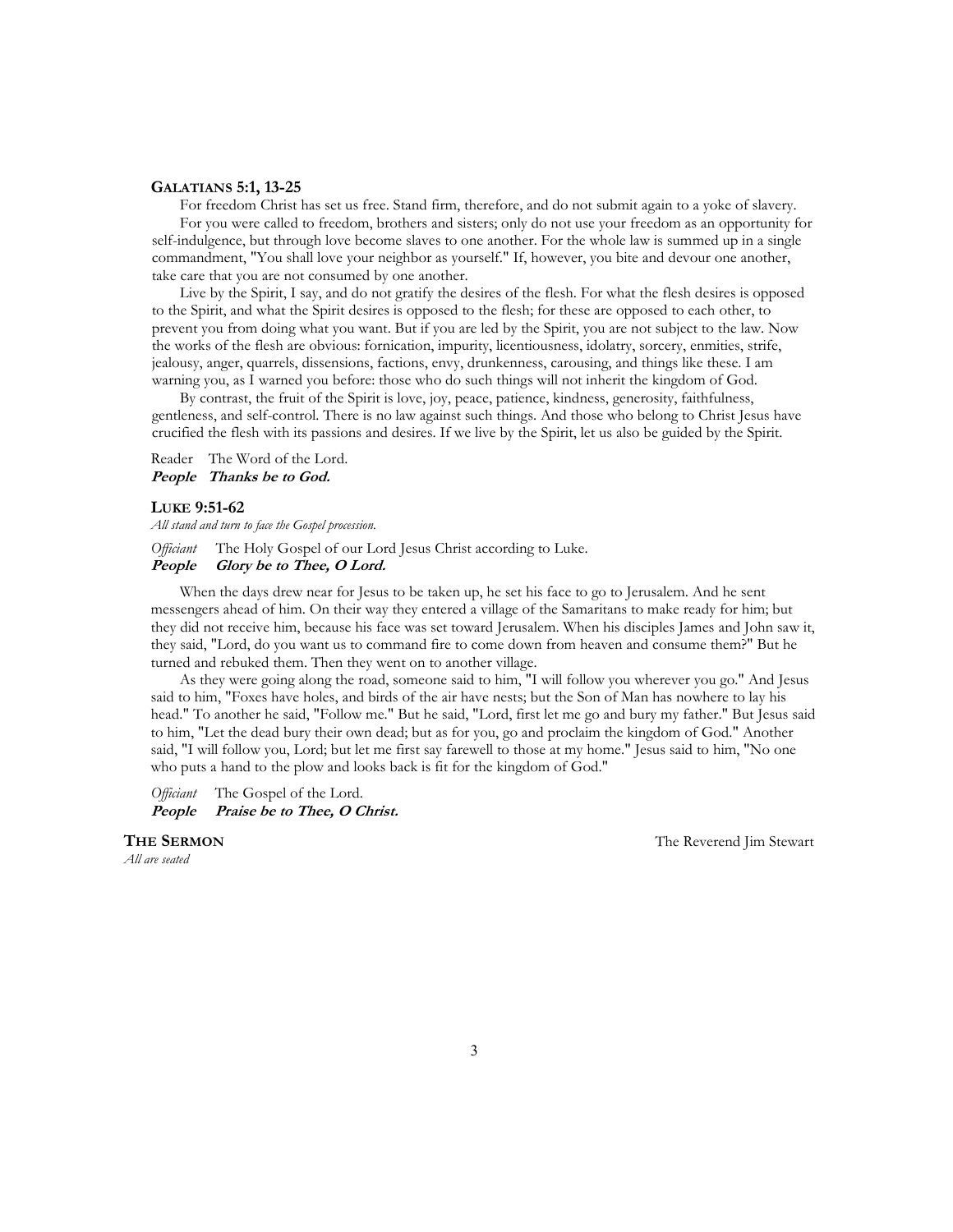### GALATIANS 5:1, 13-25

For freedom Christ has set us free. Stand firm, therefore, and do not submit again to a yoke of slavery.

For you were called to freedom, brothers and sisters; only do not use your freedom as an opportunity for self-indulgence, but through love become slaves to one another. For the whole law is summed up in a single commandment, "You shall love your neighbor as yourself." If, however, you bite and devour one another, take care that you are not consumed by one another.

Live by the Spirit, I say, and do not gratify the desires of the flesh. For what the flesh desires is opposed to the Spirit, and what the Spirit desires is opposed to the flesh; for these are opposed to each other, to prevent you from doing what you want. But if you are led by the Spirit, you are not subject to the law. Now the works of the flesh are obvious: fornication, impurity, licentiousness, idolatry, sorcery, enmities, strife, jealousy, anger, quarrels, dissensions, factions, envy, drunkenness, carousing, and things like these. I am warning you, as I warned you before: those who do such things will not inherit the kingdom of God.

By contrast, the fruit of the Spirit is love, joy, peace, patience, kindness, generosity, faithfulness, gentleness, and self-control. There is no law against such things. And those who belong to Christ Jesus have crucified the flesh with its passions and desires. If we live by the Spirit, let us also be guided by the Spirit.

Reader The Word of the Lord.
***People Thanks be to God.***

### LUKE 9:51-62

*All stand and turn to face the Gospel procession.*

*Officiant* The Holy Gospel of our Lord Jesus Christ according to Luke.
***People Glory be to Thee, O Lord.***

When the days drew near for Jesus to be taken up, he set his face to go to Jerusalem. And he sent messengers ahead of him. On their way they entered a village of the Samaritans to make ready for him; but they did not receive him, because his face was set toward Jerusalem. When his disciples James and John saw it, they said, "Lord, do you want us to command fire to come down from heaven and consume them?" But he turned and rebuked them. Then they went on to another village.

As they were going along the road, someone said to him, "I will follow you wherever you go." And Jesus said to him, "Foxes have holes, and birds of the air have nests; but the Son of Man has nowhere to lay his head." To another he said, "Follow me." But he said, "Lord, first let me go and bury my father." But Jesus said to him, "Let the dead bury their own dead; but as for you, go and proclaim the kingdom of God." Another said, "I will follow you, Lord; but let me first say farewell to those at my home." Jesus said to him, "No one who puts a hand to the plow and looks back is fit for the kingdom of God."

*Officiant* The Gospel of the Lord.
***People Praise be to Thee, O Christ.***

**THE SERMON** The Reverend Jim Stewart

*All are seated*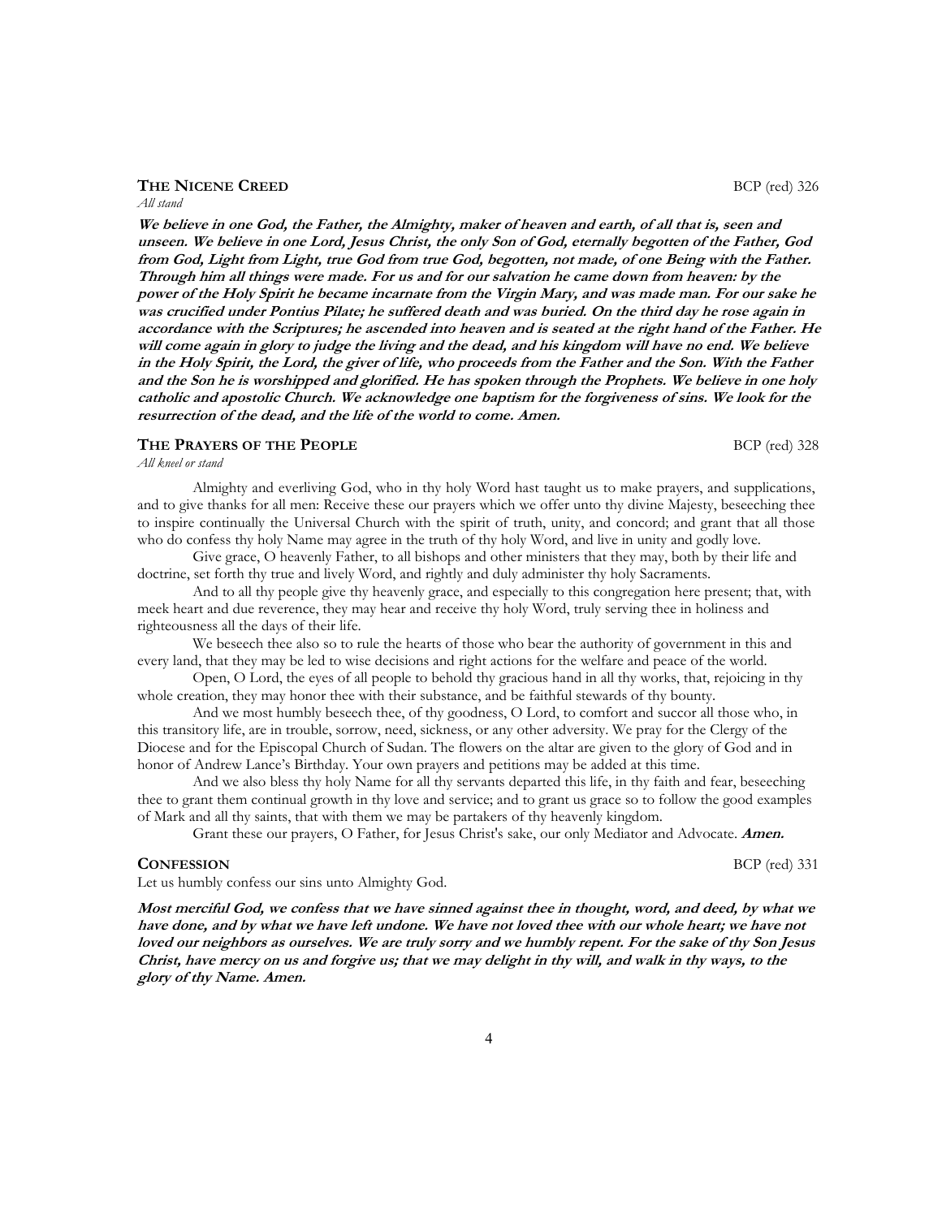**THE NICENE CREED** BCP (red) 326

*All stand*

***We believe in one God, the Father, the Almighty, maker of heaven and earth, of all that is, seen and unseen. We believe in one Lord, Jesus Christ, the only Son of God, eternally begotten of the Father, God from God, Light from Light, true God from true God, begotten, not made, of one Being with the Father. Through him all things were made. For us and for our salvation he came down from heaven: by the power of the Holy Spirit he became incarnate from the Virgin Mary, and was made man. For our sake he was crucified under Pontius Pilate; he suffered death and was buried. On the third day he rose again in accordance with the Scriptures; he ascended into heaven and is seated at the right hand of the Father. He will come again in glory to judge the living and the dead, and his kingdom will have no end. We believe in the Holy Spirit, the Lord, the giver of life, who proceeds from the Father and the Son. With the Father and the Son he is worshipped and glorified. He has spoken through the Prophets. We believe in one holy catholic and apostolic Church. We acknowledge one baptism for the forgiveness of sins. We look for the resurrection of the dead, and the life of the world to come. Amen.***

**THE PRAYERS OF THE PEOPLE** BCP (red) 328

*All kneel or stand*

Almighty and everliving God, who in thy holy Word hast taught us to make prayers, and supplications, and to give thanks for all men: Receive these our prayers which we offer unto thy divine Majesty, beseeching thee to inspire continually the Universal Church with the spirit of truth, unity, and concord; and grant that all those who do confess thy holy Name may agree in the truth of thy holy Word, and live in unity and godly love.

Give grace, O heavenly Father, to all bishops and other ministers that they may, both by their life and doctrine, set forth thy true and lively Word, and rightly and duly administer thy holy Sacraments.

And to all thy people give thy heavenly grace, and especially to this congregation here present; that, with meek heart and due reverence, they may hear and receive thy holy Word, truly serving thee in holiness and righteousness all the days of their life.

We beseech thee also so to rule the hearts of those who bear the authority of government in this and every land, that they may be led to wise decisions and right actions for the welfare and peace of the world.

Open, O Lord, the eyes of all people to behold thy gracious hand in all thy works, that, rejoicing in thy whole creation, they may honor thee with their substance, and be faithful stewards of thy bounty.

And we most humbly beseech thee, of thy goodness, O Lord, to comfort and succor all those who, in this transitory life, are in trouble, sorrow, need, sickness, or any other adversity. We pray for the Clergy of the Diocese and for the Episcopal Church of Sudan. The flowers on the altar are given to the glory of God and in honor of Andrew Lance's Birthday. Your own prayers and petitions may be added at this time.

And we also bless thy holy Name for all thy servants departed this life, in thy faith and fear, beseeching thee to grant them continual growth in thy love and service; and to grant us grace so to follow the good examples of Mark and all thy saints, that with them we may be partakers of thy heavenly kingdom.

Grant these our prayers, O Father, for Jesus Christ's sake, our only Mediator and Advocate. ***Amen.***

**CONFESSION** BCP (red) 331

Let us humbly confess our sins unto Almighty God.

***Most merciful God, we confess that we have sinned against thee in thought, word, and deed, by what we have done, and by what we have left undone. We have not loved thee with our whole heart; we have not loved our neighbors as ourselves. We are truly sorry and we humbly repent. For the sake of thy Son Jesus Christ, have mercy on us and forgive us; that we may delight in thy will, and walk in thy ways, to the glory of thy Name. Amen.***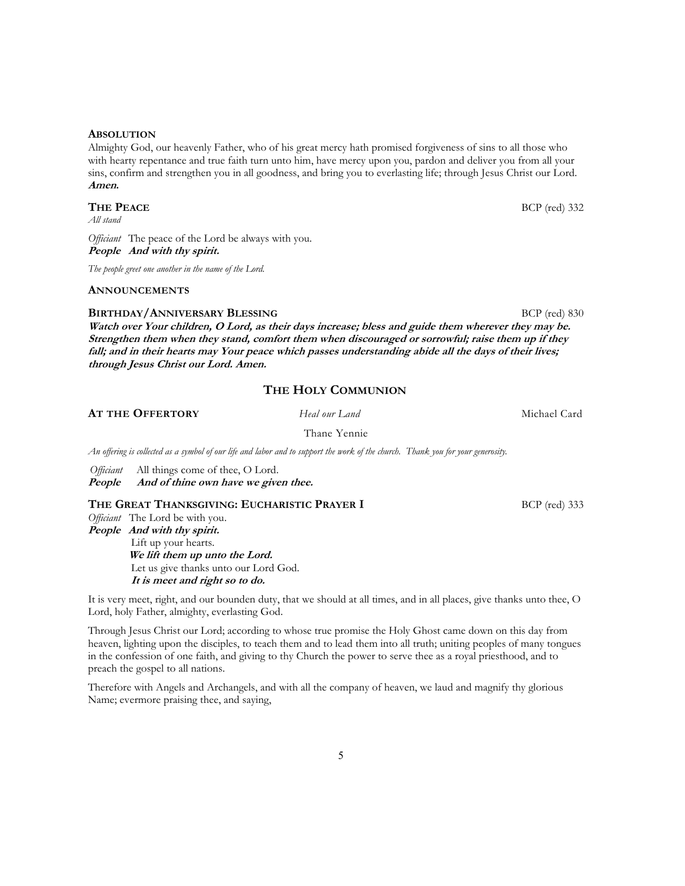**ABSOLUTION**

Almighty God, our heavenly Father, who of his great mercy hath promised forgiveness of sins to all those who with hearty repentance and true faith turn unto him, have mercy upon you, pardon and deliver you from all your sins, confirm and strengthen you in all goodness, and bring you to everlasting life; through Jesus Christ our Lord. **Amen.**

**THE PEACE** BCP (red) 332

*All stand*

*Officiant* The peace of the Lord be always with you.
***People And with thy spirit.***

*The people greet one another in the name of the Lord.*

**ANNOUNCEMENTS**

**BIRTHDAY/ANNIVERSARY BLESSING** BCP (red) 830

***Watch over Your children, O Lord, as their days increase; bless and guide them wherever they may be. Strengthen them when they stand, comfort them when discouraged or sorrowful; raise them up if they fall; and in their hearts may Your peace which passes understanding abide all the days of their lives; through Jesus Christ our Lord. Amen.***

## THE HOLY COMMUNION

**AT THE OFFERTORY** *Heal our Land* Michael Card

Thane Yennie

*An offering is collected as a symbol of our life and labor and to support the work of the church. Thank you for your generosity.*

*Officiant* All things come of thee, O Lord.
***People And of thine own have we given thee.***

**THE GREAT THANKSGIVING: EUCHARISTIC PRAYER I** BCP (red) 333

*Officiant* The Lord be with you.
***People And with thy spirit.***
Lift up your hearts.
***We lift them up unto the Lord.***
Let us give thanks unto our Lord God.
***It is meet and right so to do.***

It is very meet, right, and our bounden duty, that we should at all times, and in all places, give thanks unto thee, O Lord, holy Father, almighty, everlasting God.

Through Jesus Christ our Lord; according to whose true promise the Holy Ghost came down on this day from heaven, lighting upon the disciples, to teach them and to lead them into all truth; uniting peoples of many tongues in the confession of one faith, and giving to thy Church the power to serve thee as a royal priesthood, and to preach the gospel to all nations.

Therefore with Angels and Archangels, and with all the company of heaven, we laud and magnify thy glorious Name; evermore praising thee, and saying,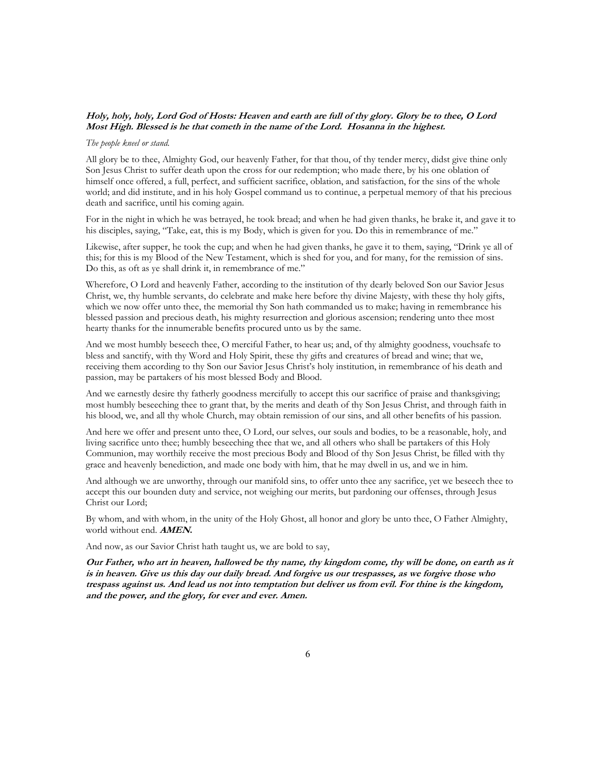***Holy, holy, holy, Lord God of Hosts: Heaven and earth are full of thy glory. Glory be to thee, O Lord Most High. Blessed is he that cometh in the name of the Lord. Hosanna in the highest.***

*The people kneel or stand.*

All glory be to thee, Almighty God, our heavenly Father, for that thou, of thy tender mercy, didst give thine only Son Jesus Christ to suffer death upon the cross for our redemption; who made there, by his one oblation of himself once offered, a full, perfect, and sufficient sacrifice, oblation, and satisfaction, for the sins of the whole world; and did institute, and in his holy Gospel command us to continue, a perpetual memory of that his precious death and sacrifice, until his coming again.

For in the night in which he was betrayed, he took bread; and when he had given thanks, he brake it, and gave it to his disciples, saying, "Take, eat, this is my Body, which is given for you. Do this in remembrance of me."

Likewise, after supper, he took the cup; and when he had given thanks, he gave it to them, saying, "Drink ye all of this; for this is my Blood of the New Testament, which is shed for you, and for many, for the remission of sins. Do this, as oft as ye shall drink it, in remembrance of me."

Wherefore, O Lord and heavenly Father, according to the institution of thy dearly beloved Son our Savior Jesus Christ, we, thy humble servants, do celebrate and make here before thy divine Majesty, with these thy holy gifts, which we now offer unto thee, the memorial thy Son hath commanded us to make; having in remembrance his blessed passion and precious death, his mighty resurrection and glorious ascension; rendering unto thee most hearty thanks for the innumerable benefits procured unto us by the same.

And we most humbly beseech thee, O merciful Father, to hear us; and, of thy almighty goodness, vouchsafe to bless and sanctify, with thy Word and Holy Spirit, these thy gifts and creatures of bread and wine; that we, receiving them according to thy Son our Savior Jesus Christ's holy institution, in remembrance of his death and passion, may be partakers of his most blessed Body and Blood.

And we earnestly desire thy fatherly goodness mercifully to accept this our sacrifice of praise and thanksgiving; most humbly beseeching thee to grant that, by the merits and death of thy Son Jesus Christ, and through faith in his blood, we, and all thy whole Church, may obtain remission of our sins, and all other benefits of his passion.

And here we offer and present unto thee, O Lord, our selves, our souls and bodies, to be a reasonable, holy, and living sacrifice unto thee; humbly beseeching thee that we, and all others who shall be partakers of this Holy Communion, may worthily receive the most precious Body and Blood of thy Son Jesus Christ, be filled with thy grace and heavenly benediction, and made one body with him, that he may dwell in us, and we in him.

And although we are unworthy, through our manifold sins, to offer unto thee any sacrifice, yet we beseech thee to accept this our bounden duty and service, not weighing our merits, but pardoning our offenses, through Jesus Christ our Lord;

By whom, and with whom, in the unity of the Holy Ghost, all honor and glory be unto thee, O Father Almighty, world without end. ***AMEN.***

And now, as our Savior Christ hath taught us, we are bold to say,

***Our Father, who art in heaven, hallowed be thy name, thy kingdom come, thy will be done, on earth as it is in heaven. Give us this day our daily bread. And forgive us our trespasses, as we forgive those who trespass against us. And lead us not into temptation but deliver us from evil. For thine is the kingdom, and the power, and the glory, for ever and ever. Amen.***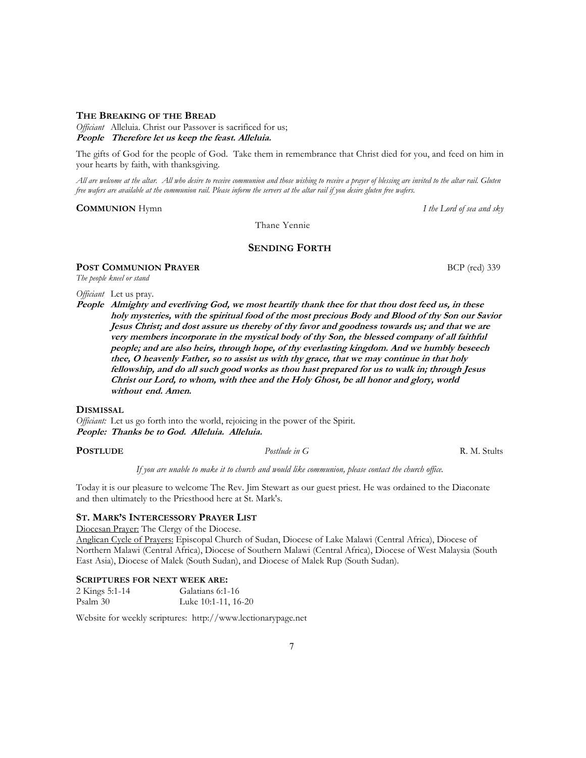**THE BREAKING OF THE BREAD**

*Officiant* Alleluia. Christ our Passover is sacrificed for us;
***People Therefore let us keep the feast. Alleluia.***

The gifts of God for the people of God. Take them in remembrance that Christ died for you, and feed on him in your hearts by faith, with thanksgiving.

*All are welcome at the altar. All who desire to receive communion and those wishing to receive a prayer of blessing are invited to the altar rail. Gluten free wafers are available at the communion rail. Please inform the servers at the altar rail if you desire gluten free wafers.*

**COMMUNION** Hymn *I the Lord of sea and sky*

Thane Yennie

## SENDING FORTH

**POST COMMUNION PRAYER** BCP (red) 339

*The people kneel or stand*

*Officiant* Let us pray.

***People Almighty and everliving God, we most heartily thank thee for that thou dost feed us, in these holy mysteries, with the spiritual food of the most precious Body and Blood of thy Son our Savior Jesus Christ; and dost assure us thereby of thy favor and goodness towards us; and that we are very members incorporate in the mystical body of thy Son, the blessed company of all faithful people; and are also heirs, through hope, of thy everlasting kingdom. And we humbly beseech thee, O heavenly Father, so to assist us with thy grace, that we may continue in that holy fellowship, and do all such good works as thou hast prepared for us to walk in; through Jesus Christ our Lord, to whom, with thee and the Holy Ghost, be all honor and glory, world without end. Amen.***

**DISMISSAL**

*Officiant:* Let us go forth into the world, rejoicing in the power of the Spirit.
***People: Thanks be to God. Alleluia. Alleluia.***

**POSTLUDE** *Postlude in G* R. M. Stults

*If you are unable to make it to church and would like communion, please contact the church office.*

Today it is our pleasure to welcome The Rev. Jim Stewart as our guest priest. He was ordained to the Diaconate and then ultimately to the Priesthood here at St. Mark's.

**ST. MARK'S INTERCESSORY PRAYER LIST**

Diocesan Prayer: The Clergy of the Diocese.

Anglican Cycle of Prayers: Episcopal Church of Sudan, Diocese of Lake Malawi (Central Africa), Diocese of Northern Malawi (Central Africa), Diocese of Southern Malawi (Central Africa), Diocese of West Malaysia (South East Asia), Diocese of Malek (South Sudan), and Diocese of Malek Rup (South Sudan).

**SCRIPTURES FOR NEXT WEEK ARE:**

| | |
|---|---|
| 2 Kings 5:1-14 | Galatians 6:1-16 |
| Psalm 30 | Luke 10:1-11, 16-20 |

Website for weekly scriptures: http://www.lectionarypage.net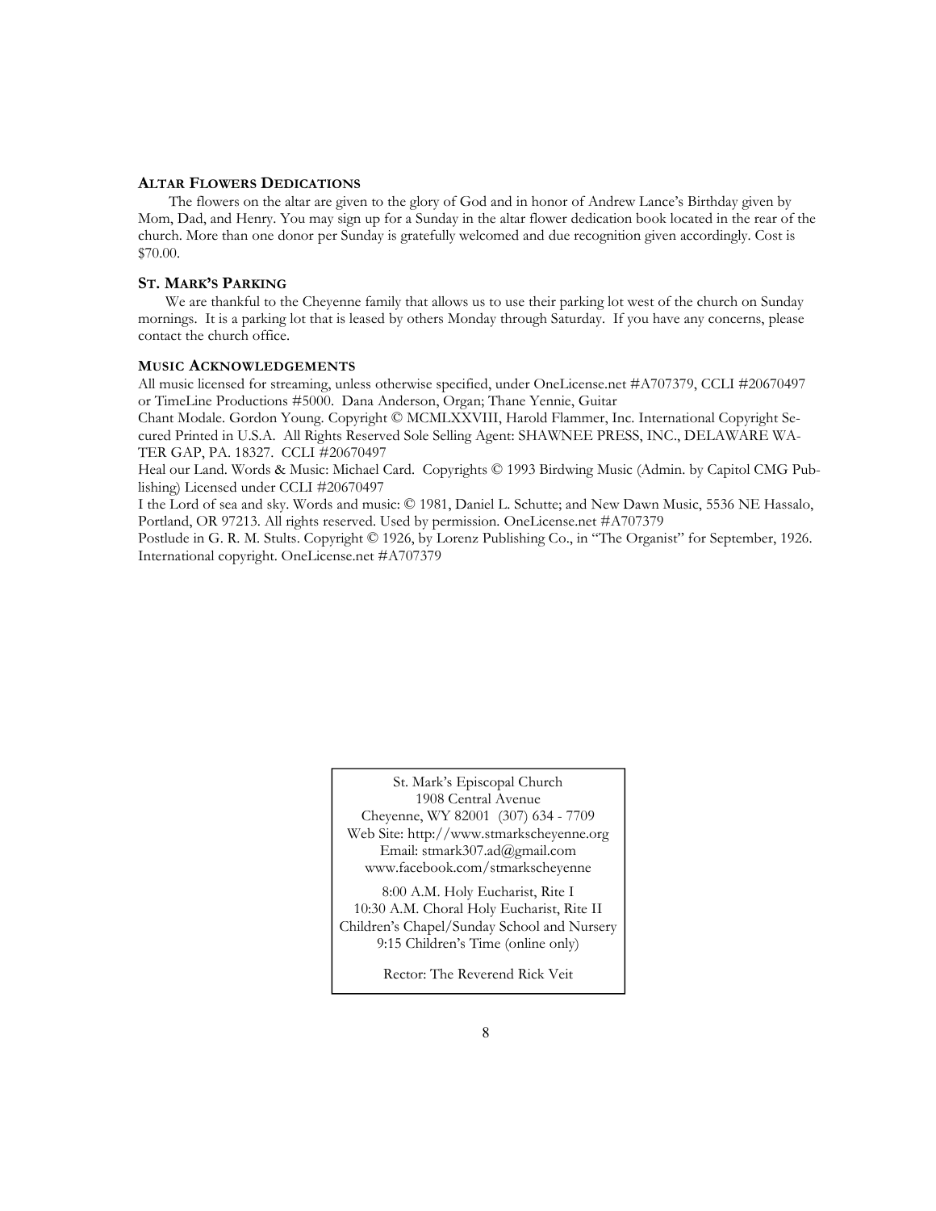### ALTAR FLOWERS DEDICATIONS

The flowers on the altar are given to the glory of God and in honor of Andrew Lance's Birthday given by Mom, Dad, and Henry. You may sign up for a Sunday in the altar flower dedication book located in the rear of the church. More than one donor per Sunday is gratefully welcomed and due recognition given accordingly. Cost is $70.00.

### ST. MARK'S PARKING

We are thankful to the Cheyenne family that allows us to use their parking lot west of the church on Sunday mornings. It is a parking lot that is leased by others Monday through Saturday. If you have any concerns, please contact the church office.

### MUSIC ACKNOWLEDGEMENTS

All music licensed for streaming, unless otherwise specified, under OneLicense.net #A707379, CCLI #20670497 or TimeLine Productions #5000. Dana Anderson, Organ; Thane Yennie, Guitar

Chant Modale. Gordon Young. Copyright © MCMLXXVIII, Harold Flammer, Inc. International Copyright Secured Printed in U.S.A. All Rights Reserved Sole Selling Agent: SHAWNEE PRESS, INC., DELAWARE WATER GAP, PA. 18327. CCLI #20670497

Heal our Land. Words & Music: Michael Card. Copyrights © 1993 Birdwing Music (Admin. by Capitol CMG Publishing) Licensed under CCLI #20670497

I the Lord of sea and sky. Words and music: © 1981, Daniel L. Schutte; and New Dawn Music, 5536 NE Hassalo, Portland, OR 97213. All rights reserved. Used by permission. OneLicense.net #A707379

Postlude in G. R. M. Stults. Copyright © 1926, by Lorenz Publishing Co., in "The Organist" for September, 1926. International copyright. OneLicense.net #A707379

St. Mark's Episcopal Church
1908 Central Avenue
Cheyenne, WY 82001 (307) 634 - 7709
Web Site: http://www.stmarkscheyenne.org
Email: stmark307.ad@gmail.com
www.facebook.com/stmarkscheyenne

8:00 A.M. Holy Eucharist, Rite I
10:30 A.M. Choral Holy Eucharist, Rite II
Children's Chapel/Sunday School and Nursery
9:15 Children's Time (online only)

Rector: The Reverend Rick Veit